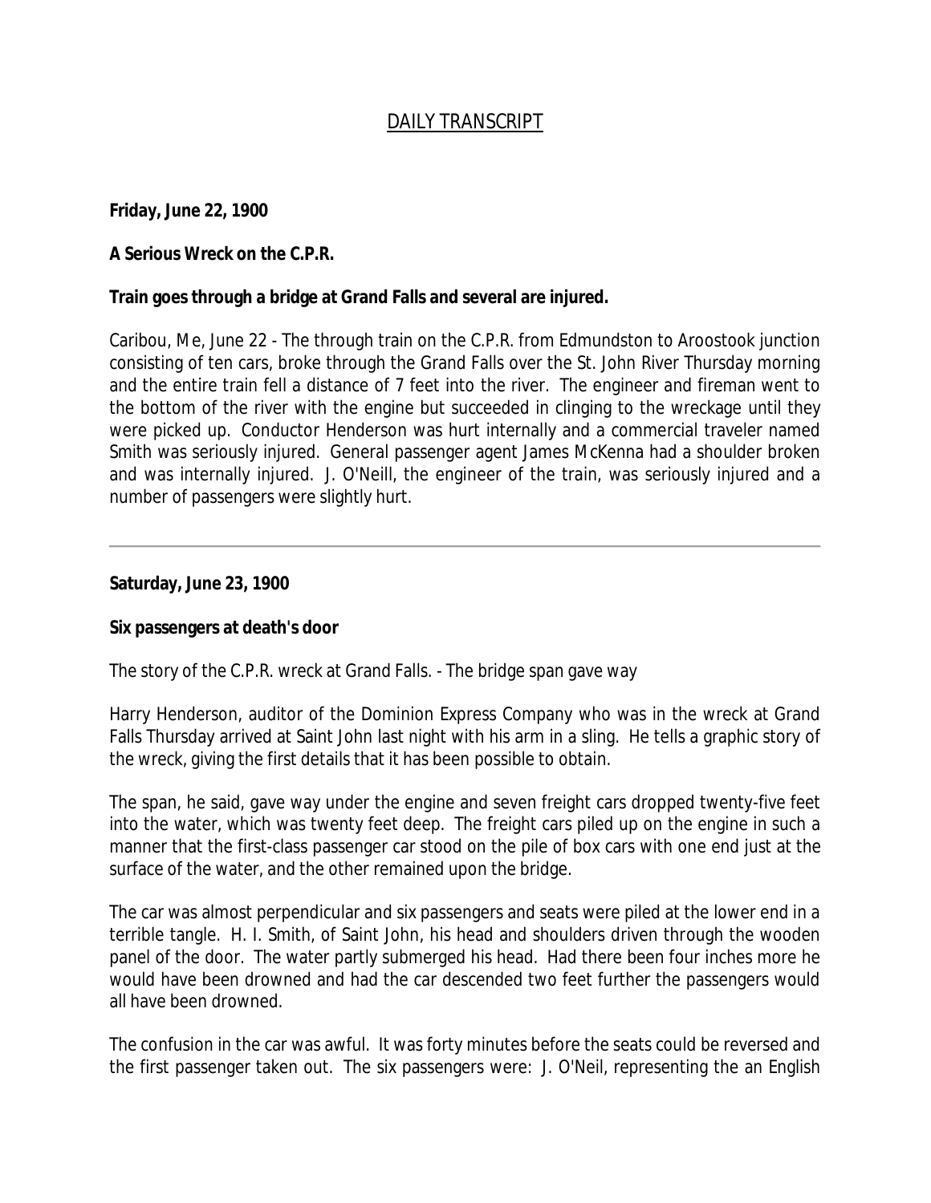# DAILY TRANSCRIPT

**Friday, June 22, 1900**

**A Serious Wreck on the C.P.R.**

**Train goes through a bridge at Grand Falls and several are injured.**

Caribou, Me, June 22 - The through train on the C.P.R. from Edmundston to Aroostook junction consisting of ten cars, broke through the Grand Falls over the St. John River Thursday morning and the entire train fell a distance of 7 feet into the river. The engineer and fireman went to the bottom of the river with the engine but succeeded in clinging to the wreckage until they were picked up. Conductor Henderson was hurt internally and a commercial traveler named Smith was seriously injured. General passenger agent James McKenna had a shoulder broken and was internally injured. J. O'Neill, the engineer of the train, was seriously injured and a number of passengers were slightly hurt.

---

**Saturday, June 23, 1900**

**Six passengers at death's door**

The story of the C.P.R. wreck at Grand Falls. - The bridge span gave way

Harry Henderson, auditor of the Dominion Express Company who was in the wreck at Grand Falls Thursday arrived at Saint John last night with his arm in a sling. He tells a graphic story of the wreck, giving the first details that it has been possible to obtain.

The span, he said, gave way under the engine and seven freight cars dropped twenty-five feet into the water, which was twenty feet deep. The freight cars piled up on the engine in such a manner that the first-class passenger car stood on the pile of box cars with one end just at the surface of the water, and the other remained upon the bridge.

The car was almost perpendicular and six passengers and seats were piled at the lower end in a terrible tangle. H. I. Smith, of Saint John, his head and shoulders driven through the wooden panel of the door. The water partly submerged his head. Had there been four inches more he would have been drowned and had the car descended two feet further the passengers would all have been drowned.

The confusion in the car was awful. It was forty minutes before the seats could be reversed and the first passenger taken out. The six passengers were: J. O'Neil, representing the an English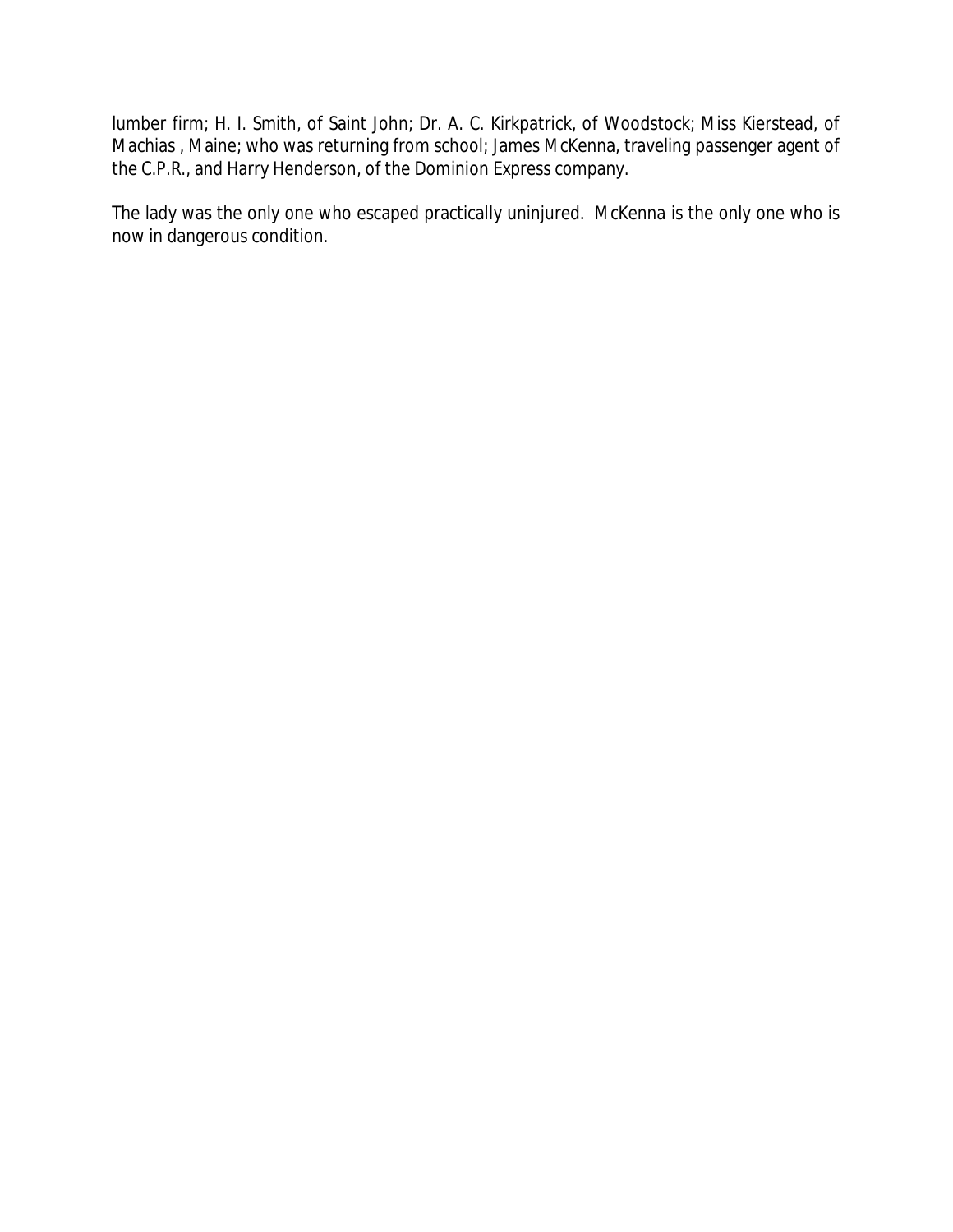lumber firm; H. I. Smith, of Saint John; Dr. A. C. Kirkpatrick, of Woodstock; Miss Kierstead, of Machias , Maine; who was returning from school; James McKenna, traveling passenger agent of the C.P.R., and Harry Henderson, of the Dominion Express company.

The lady was the only one who escaped practically uninjured. McKenna is the only one who is now in dangerous condition.